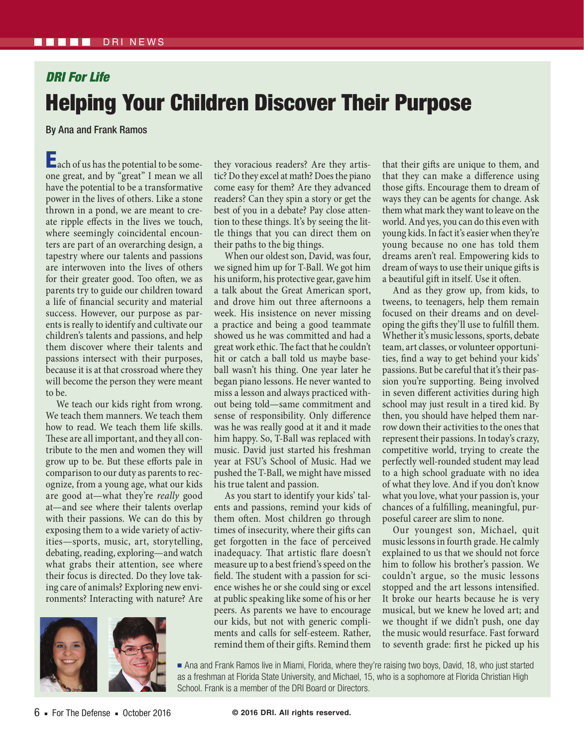DRI NEWS

*DRI For Life*

# Helping Your Children Discover Their Purpose

By Ana and Frank Ramos

Each of us has the potential to be someone great, and by "great" I mean we all have the potential to be a transformative power in the lives of others. Like a stone thrown in a pond, we are meant to create ripple effects in the lives we touch, where seemingly coincidental encounters are part of an overarching design, a tapestry where our talents and passions are interwoven into the lives of others for their greater good. Too often, we as parents try to guide our children toward a life of financial security and material success. However, our purpose as parents is really to identify and cultivate our children's talents and passions, and help them discover where their talents and passions intersect with their purposes, because it is at that crossroad where they will become the person they were meant to be.

We teach our kids right from wrong. We teach them manners. We teach them how to read. We teach them life skills. These are all important, and they all contribute to the men and women they will grow up to be. But these efforts pale in comparison to our duty as parents to recognize, from a young age, what our kids are good at—what they're *really* good at—and see where their talents overlap with their passions. We can do this by exposing them to a wide variety of activities—sports, music, art, storytelling, debating, reading, exploring—and watch what grabs their attention, see where their focus is directed. Do they love taking care of animals? Exploring new environments? Interacting with nature? Are they voracious readers? Are they artistic? Do they excel at math? Does the piano come easy for them? Are they advanced readers? Can they spin a story or get the best of you in a debate? Pay close attention to these things. It's by seeing the little things that you can direct them on their paths to the big things.

When our oldest son, David, was four, we signed him up for T-Ball. We got him his uniform, his protective gear, gave him a talk about the Great American sport, and drove him out three afternoons a week. His insistence on never missing a practice and being a good teammate showed us he was committed and had a great work ethic. The fact that he couldn't hit or catch a ball told us maybe baseball wasn't his thing. One year later he began piano lessons. He never wanted to miss a lesson and always practiced without being told—same commitment and sense of responsibility. Only difference was he was really good at it and it made him happy. So, T-Ball was replaced with music. David just started his freshman year at FSU's School of Music. Had we pushed the T-Ball, we might have missed his true talent and passion.

As you start to identify your kids' talents and passions, remind your kids of them often. Most children go through times of insecurity, where their gifts can get forgotten in the face of perceived inadequacy. That artistic flare doesn't measure up to a best friend's speed on the field. The student with a passion for science wishes he or she could sing or excel at public speaking like some of his or her peers. As parents we have to encourage our kids, but not with generic compliments and calls for self-esteem. Rather, remind them of their gifts. Remind them that their gifts are unique to them, and that they can make a difference using those gifts. Encourage them to dream of ways they can be agents for change. Ask them what mark they want to leave on the world. And yes, you can do this even with young kids. In fact it's easier when they're young because no one has told them dreams aren't real. Empowering kids to dream of ways to use their unique gifts is a beautiful gift in itself. Use it often.

And as they grow up, from kids, to tweens, to teenagers, help them remain focused on their dreams and on developing the gifts they'll use to fulfill them. Whether it's music lessons, sports, debate team, art classes, or volunteer opportunities, find a way to get behind your kids' passions. But be careful that it's their passion you're supporting. Being involved in seven different activities during high school may just result in a tired kid. By then, you should have helped them narrow down their activities to the ones that represent their passions. In today's crazy, competitive world, trying to create the perfectly well-rounded student may lead to a high school graduate with no idea of what they love. And if you don't know what you love, what your passion is, your chances of a fulfilling, meaningful, purposeful career are slim to none.

Our youngest son, Michael, quit music lessons in fourth grade. He calmly explained to us that we should not force him to follow his brother's passion. We couldn't argue, so the music lessons stopped and the art lessons intensified. It broke our hearts because he is very musical, but we knew he loved art; and we thought if we didn't push, one day the music would resurface. Fast forward to seventh grade: first he picked up his

■ Ana and Frank Ramos live in Miami, Florida, where they're raising two boys, David, 18, who just started as a freshman at Florida State University, and Michael, 15, who is a sophomore at Florida Christian High School. Frank is a member of the DRI Board or Directors.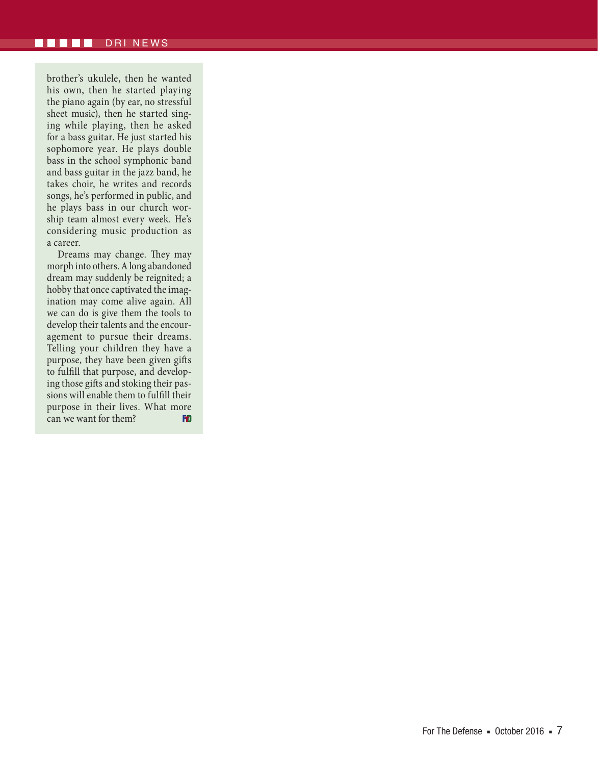brother's ukulele, then he wanted his own, then he started playing the piano again (by ear, no stressful sheet music), then he started singing while playing, then he asked for a bass guitar. He just started his sophomore year. He plays double bass in the school symphonic band and bass guitar in the jazz band, he takes choir, he writes and records songs, he's performed in public, and he plays bass in our church worship team almost every week. He's considering music production as a career.

Dreams may change. They may morph into others. A long abandoned dream may suddenly be reignited; a hobby that once captivated the imagination may come alive again. All we can do is give them the tools to develop their talents and the encouragement to pursue their dreams. Telling your children they have a purpose, they have been given gifts to fulfill that purpose, and developing those gifts and stoking their passions will enable them to fulfill their purpose in their lives. What more can we want for them?